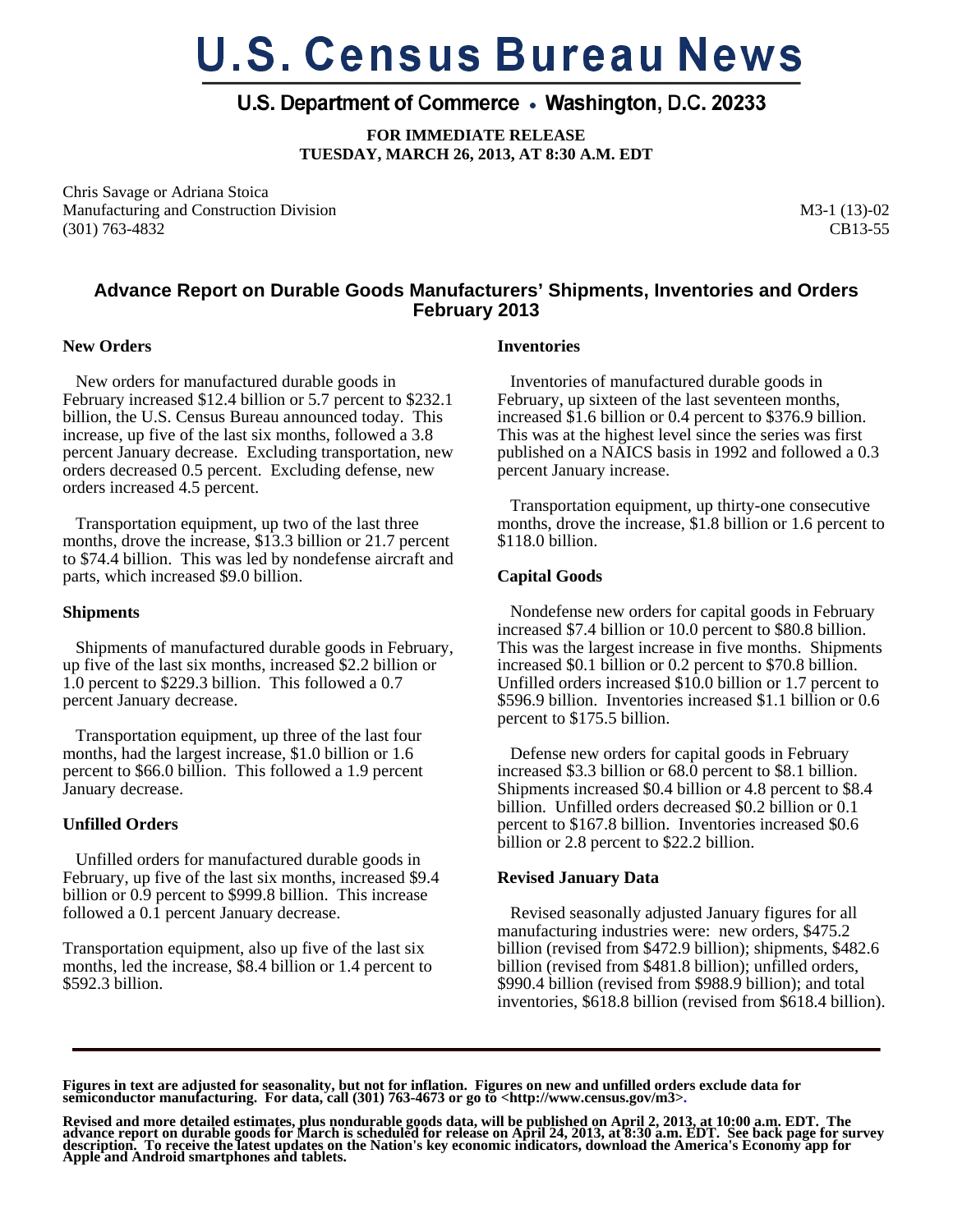# U.S. Census Bureau News

## U.S. Department of Commerce • Washington, D.C. 20233

**FOR IMMEDIATE RELEASE**
**TUESDAY, MARCH 26, 2013, AT 8:30 A.M. EDT**

Chris Savage or Adriana Stoica
Manufacturing and Construction Division
(301) 763-4832

M3-1 (13)-02
CB13-55

## Advance Report on Durable Goods Manufacturers' Shipments, Inventories and Orders February 2013

### New Orders

New orders for manufactured durable goods in February increased $12.4 billion or 5.7 percent to $232.1 billion, the U.S. Census Bureau announced today. This increase, up five of the last six months, followed a 3.8 percent January decrease. Excluding transportation, new orders decreased 0.5 percent. Excluding defense, new orders increased 4.5 percent.

Transportation equipment, up two of the last three months, drove the increase, $13.3 billion or 21.7 percent to $74.4 billion. This was led by nondefense aircraft and parts, which increased $9.0 billion.

### Shipments

Shipments of manufactured durable goods in February, up five of the last six months, increased $2.2 billion or 1.0 percent to $229.3 billion. This followed a 0.7 percent January decrease.

Transportation equipment, up three of the last four months, had the largest increase, $1.0 billion or 1.6 percent to $66.0 billion. This followed a 1.9 percent January decrease.

### Unfilled Orders

Unfilled orders for manufactured durable goods in February, up five of the last six months, increased $9.4 billion or 0.9 percent to $999.8 billion. This increase followed a 0.1 percent January decrease.

Transportation equipment, also up five of the last six months, led the increase, $8.4 billion or 1.4 percent to $592.3 billion.

### Inventories

Inventories of manufactured durable goods in February, up sixteen of the last seventeen months, increased $1.6 billion or 0.4 percent to $376.9 billion. This was at the highest level since the series was first published on a NAICS basis in 1992 and followed a 0.3 percent January increase.

Transportation equipment, up thirty-one consecutive months, drove the increase, $1.8 billion or 1.6 percent to $118.0 billion.

### Capital Goods

Nondefense new orders for capital goods in February increased $7.4 billion or 10.0 percent to $80.8 billion. This was the largest increase in five months. Shipments increased $0.1 billion or 0.2 percent to $70.8 billion. Unfilled orders increased $10.0 billion or 1.7 percent to $596.9 billion. Inventories increased $1.1 billion or 0.6 percent to $175.5 billion.

Defense new orders for capital goods in February increased $3.3 billion or 68.0 percent to $8.1 billion. Shipments increased $0.4 billion or 4.8 percent to $8.4 billion. Unfilled orders decreased $0.2 billion or 0.1 percent to $167.8 billion. Inventories increased $0.6 billion or 2.8 percent to $22.2 billion.

### Revised January Data

Revised seasonally adjusted January figures for all manufacturing industries were: new orders, $475.2 billion (revised from $472.9 billion); shipments, $482.6 billion (revised from $481.8 billion); unfilled orders, $990.4 billion (revised from $988.9 billion); and total inventories, $618.8 billion (revised from $618.4 billion).

---

**Figures in text are adjusted for seasonality, but not for inflation. Figures on new and unfilled orders exclude data for semiconductor manufacturing. For data, call (301) 763-4673 or go to <http://www.census.gov/m3>.**

**Revised and more detailed estimates, plus nondurable goods data, will be published on April 2, 2013, at 10:00 a.m. EDT. The advance report on durable goods for March is scheduled for release on April 24, 2013, at 8:30 a.m. EDT. See back page for survey description. To receive the latest updates on the Nation's key economic indicators, download the America's Economy app for Apple and Android smartphones and tablets.**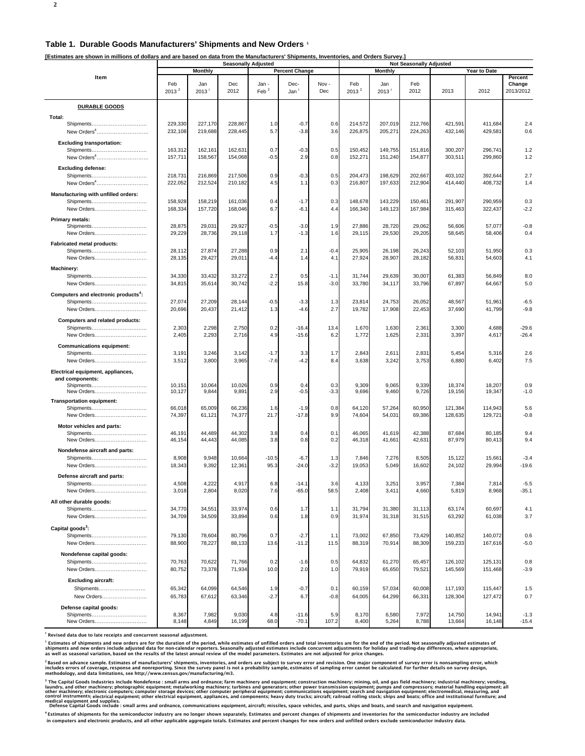## Table 1. Durable Goods Manufacturers' Shipments and New Orders [1]

**[Estimates are shown in millions of dollars and are based on data from the Manufacturers' Shipments, Inventories, and Orders Survey.]**

| Item | Seasonally Adjusted | | | | | | Not Seasonally Adjusted | | | | | |
|---|---|---|---|---|---|---|---|---|---|---|---|---|
| | Monthly | | | Percent Change | | | Monthly | | | Year to Date | | |
| | Feb 2013 [2] | Jan 2013 [r] | Dec 2012 | Jan - Feb [2] | Dec- Jan [r] | Nov - Dec | Feb 2013 [2] | Jan 2013 [r] | Feb 2012 | 2013 | 2012 | Percent Change 2013/2012 |
| **DURABLE GOODS** | | | | | | | | | | | | |
| **Total:** | | | | | | | | | | | | |
| Shipments | 229,330 | 227,170 | 228,867 | 1.0 | -0.7 | 0.6 | 214,572 | 207,019 | 212,766 | 421,591 | 411,684 | 2.4 |
| New Orders[4] | 232,108 | 219,688 | 228,445 | 5.7 | -3.8 | 3.6 | 226,875 | 205,271 | 224,263 | 432,146 | 429,581 | 0.6 |
| **Excluding transportation:** | | | | | | | | | | | | |
| Shipments | 163,312 | 162,161 | 162,631 | 0.7 | -0.3 | 0.5 | 150,452 | 149,755 | 151,816 | 300,207 | 296,741 | 1.2 |
| New Orders[4] | 157,711 | 158,567 | 154,068 | -0.5 | 2.9 | 0.8 | 152,271 | 151,240 | 154,877 | 303,511 | 299,860 | 1.2 |
| **Excluding defense:** | | | | | | | | | | | | |
| Shipments | 218,731 | 216,869 | 217,506 | 0.9 | -0.3 | 0.5 | 204,473 | 198,629 | 202,667 | 403,102 | 392,644 | 2.7 |
| New Orders[4] | 222,052 | 212,524 | 210,182 | 4.5 | 1.1 | 0.3 | 216,807 | 197,633 | 212,904 | 414,440 | 408,732 | 1.4 |
| **Manufacturing with unfilled orders:** | | | | | | | | | | | | |
| Shipments | 158,928 | 158,219 | 161,036 | 0.4 | -1.7 | 0.3 | 148,678 | 143,229 | 150,461 | 291,907 | 290,959 | 0.3 |
| New Orders | 168,334 | 157,720 | 168,046 | 6.7 | -6.1 | 4.4 | 166,340 | 149,123 | 167,984 | 315,463 | 322,437 | -2.2 |
| **Primary metals:** | | | | | | | | | | | | |
| Shipments | 28,875 | 29,031 | 29,927 | -0.5 | -3.0 | 1.9 | 27,886 | 28,720 | 29,062 | 56,606 | 57,077 | -0.8 |
| New Orders | 29,229 | 28,736 | 29,118 | 1.7 | -1.3 | 1.6 | 29,115 | 29,530 | 29,205 | 58,645 | 58,406 | 0.4 |
| **Fabricated metal products:** | | | | | | | | | | | | |
| Shipments | 28,112 | 27,874 | 27,288 | 0.9 | 2.1 | -0.4 | 25,905 | 26,198 | 26,243 | 52,103 | 51,950 | 0.3 |
| New Orders | 28,135 | 29,427 | 29,011 | -4.4 | 1.4 | 4.1 | 27,924 | 28,907 | 28,182 | 56,831 | 54,603 | 4.1 |
| **Machinery:** | | | | | | | | | | | | |
| Shipments | 34,330 | 33,432 | 33,272 | 2.7 | 0.5 | -1.1 | 31,744 | 29,639 | 30,007 | 61,383 | 56,849 | 8.0 |
| New Orders | 34,815 | 35,614 | 30,742 | -2.2 | 15.8 | -3.0 | 33,780 | 34,117 | 33,796 | 67,897 | 64,667 | 5.0 |
| **Computers and electronic products[4]:** | | | | | | | | | | | | |
| Shipments | 27,074 | 27,209 | 28,144 | -0.5 | -3.3 | 1.3 | 23,814 | 24,753 | 26,052 | 48,567 | 51,961 | -6.5 |
| New Orders | 20,696 | 20,437 | 21,412 | 1.3 | -4.6 | 2.7 | 19,782 | 17,908 | 22,453 | 37,690 | 41,799 | -9.8 |
| **Computers and related products:** | | | | | | | | | | | | |
| Shipments | 2,303 | 2,298 | 2,750 | 0.2 | -16.4 | 13.4 | 1,670 | 1,630 | 2,361 | 3,300 | 4,688 | -29.6 |
| New Orders | 2,405 | 2,293 | 2,716 | 4.9 | -15.6 | 6.2 | 1,772 | 1,625 | 2,331 | 3,397 | 4,617 | -26.4 |
| **Communications equipment:** | | | | | | | | | | | | |
| Shipments | 3,191 | 3,246 | 3,142 | -1.7 | 3.3 | 1.7 | 2,843 | 2,611 | 2,831 | 5,454 | 5,316 | 2.6 |
| New Orders | 3,512 | 3,800 | 3,965 | -7.6 | -4.2 | 8.4 | 3,638 | 3,242 | 3,753 | 6,880 | 6,402 | 7.5 |
| **Electrical equipment, appliances, and components:** | | | | | | | | | | | | |
| Shipments | 10,151 | 10,064 | 10,026 | 0.9 | 0.4 | 0.3 | 9,309 | 9,065 | 9,339 | 18,374 | 18,207 | 0.9 |
| New Orders | 10,127 | 9,844 | 9,891 | 2.9 | -0.5 | -3.3 | 9,696 | 9,460 | 9,726 | 19,156 | 19,347 | -1.0 |
| **Transportation equipment:** | | | | | | | | | | | | |
| Shipments | 66,018 | 65,009 | 66,236 | 1.6 | -1.9 | 0.8 | 64,120 | 57,264 | 60,950 | 121,384 | 114,943 | 5.6 |
| New Orders | 74,397 | 61,121 | 74,377 | 21.7 | -17.8 | 9.9 | 74,604 | 54,031 | 69,386 | 128,635 | 129,721 | -0.8 |
| **Motor vehicles and parts:** | | | | | | | | | | | | |
| Shipments | 46,191 | 44,489 | 44,302 | 3.8 | 0.4 | 0.1 | 46,065 | 41,619 | 42,388 | 87,684 | 80,185 | 9.4 |
| New Orders | 46,154 | 44,443 | 44,085 | 3.8 | 0.8 | 0.2 | 46,318 | 41,661 | 42,631 | 87,979 | 80,413 | 9.4 |
| **Nondefense aircraft and parts:** | | | | | | | | | | | | |
| Shipments | 8,908 | 9,948 | 10,664 | -10.5 | -6.7 | 1.3 | 7,846 | 7,276 | 8,505 | 15,122 | 15,661 | -3.4 |
| New Orders | 18,343 | 9,392 | 12,361 | 95.3 | -24.0 | -3.2 | 19,053 | 5,049 | 16,602 | 24,102 | 29,994 | -19.6 |
| **Defense aircraft and parts:** | | | | | | | | | | | | |
| Shipments | 4,508 | 4,222 | 4,917 | 6.8 | -14.1 | 3.6 | 4,133 | 3,251 | 3,957 | 7,384 | 7,814 | -5.5 |
| New Orders | 3,018 | 2,804 | 8,020 | 7.6 | -65.0 | 58.5 | 2,408 | 3,411 | 4,660 | 5,819 | 8,968 | -35.1 |
| **All other durable goods:** | | | | | | | | | | | | |
| Shipments | 34,770 | 34,551 | 33,974 | 0.6 | 1.7 | 1.1 | 31,794 | 31,380 | 31,113 | 63,174 | 60,697 | 4.1 |
| New Orders | 34,709 | 34,509 | 33,894 | 0.6 | 1.8 | 0.9 | 31,974 | 31,318 | 31,515 | 63,292 | 61,038 | 3.7 |
| **Capital goods[3]:** | | | | | | | | | | | | |
| Shipments | 79,130 | 78,604 | 80,796 | 0.7 | -2.7 | 1.1 | 73,002 | 67,850 | 73,429 | 140,852 | 140,072 | 0.6 |
| New Orders | 88,900 | 78,227 | 88,133 | 13.6 | -11.2 | 11.5 | 88,319 | 70,914 | 88,309 | 159,233 | 167,616 | -5.0 |
| **Nondefense capital goods:** | | | | | | | | | | | | |
| Shipments | 70,763 | 70,622 | 71,766 | 0.2 | -1.6 | 0.5 | 64,832 | 61,270 | 65,457 | 126,102 | 125,131 | 0.8 |
| New Orders | 80,752 | 73,378 | 71,934 | 10.0 | 2.0 | 1.0 | 79,919 | 65,650 | 79,521 | 145,569 | 151,468 | -3.9 |
| **Excluding aircraft:** | | | | | | | | | | | | |
| Shipments | 65,342 | 64,099 | 64,546 | 1.9 | -0.7 | 0.1 | 60,159 | 57,034 | 60,008 | 117,193 | 115,447 | 1.5 |
| New Orders | 65,783 | 67,612 | 63,346 | -2.7 | 6.7 | -0.8 | 64,005 | 64,299 | 66,331 | 128,304 | 127,472 | 0.7 |
| **Defense capital goods:** | | | | | | | | | | | | |
| Shipments | 8,367 | 7,982 | 9,030 | 4.8 | -11.6 | 5.9 | 8,170 | 6,580 | 7,972 | 14,750 | 14,941 | -1.3 |
| New Orders | 8,148 | 4,849 | 16,199 | 68.0 | -70.1 | 107.2 | 8,400 | 5,264 | 8,788 | 13,664 | 16,148 | -15.4 |

[r] Revised data due to late receipts and concurrent seasonal adjustment.

[1] Estimates of shipments and new orders are for the duration of the period, while estimates of unfilled orders and total inventories are for the end of the period. Not seasonally adjusted estimates of shipments and new orders include adjusted data for non-calendar reporters. Seasonally adjusted estimates include concurrent adjustments for holiday and trading-day differences, where appropriate, as well as seasonal variation, based on the results of the latest annual review of the model parameters. Estimates are not adjusted for price changes.

[2] Based on advance sample. Estimates of manufacturers' shipments, inventories, and orders are subject to survey error and revision. One major component of survey error is nonsampling error, which includes errors of coverage, response and nonreporting. Since the survey panel is not a probability sample, estimates of sampling error cannot be calculated. For further details on survey design, methodology, and data limitations, see http://www.census.gov/manufacturing/m3.

[3] The Capital Goods Industries include Nondefense : small arms and ordnance; farm machinery and equipment; construction machinery; mining, oil, and gas field machinery; industrial machinery; vending, laundry, and other machinery; photographic equipment; metalworking machinery; turbines and generators; other power transmission equipment; pumps and compressors; material handling equipment; all other machinery; electronic computers; computer storage devices; other computer peripheral equipment; communications equipment; search and navigation equipment; electromedical, measuring, and control instruments; electrical equipment; other electrical equipment, appliances, and components; heavy duty trucks; aircraft; railroad rolling stock; ships and boats; office and institutional furniture; and medical equipment and supplies.
Defense Capital Goods include : small arms and ordnance, communications equipment, aircraft; missiles, space vehicles, and parts, ships and boats, and search and navigation equipment.

[4] Estimates of shipments for the semiconductor industry are no longer shown separately. Estimates and percent changes of shipments and inventories for the semiconductor industry are included in computers and electronic products, and all other applicable aggregate totals. Estimates and percent changes for new orders and unfilled orders exclude semiconductor industry data.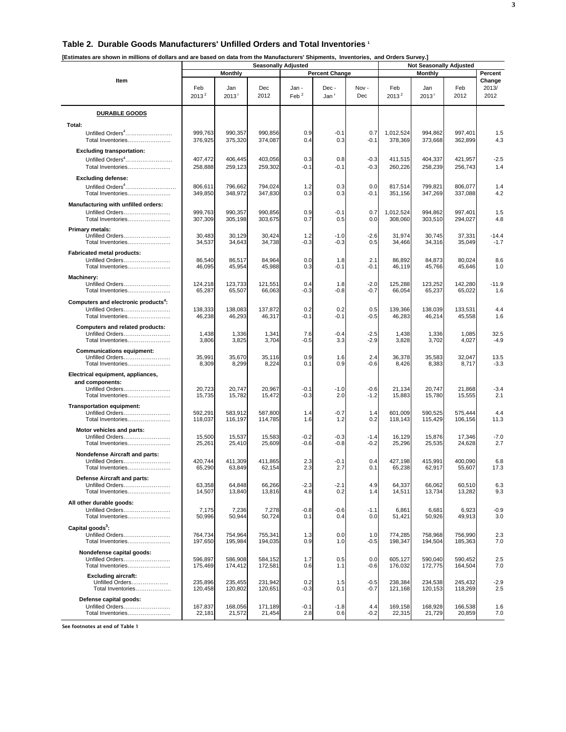## Table 2. Durable Goods Manufacturers' Unfilled Orders and Total Inventories [1]

**[Estimates are shown in millions of dollars and are based on data from the Manufacturers' Shipments, Inventories, and Orders Survey.]**

| Item | Seasonally Adjusted | | | | | | Not Seasonally Adjusted | | | |
|---|---|---|---|---|---|---|---|---|---|---|
| | Monthly | | | Percent Change | | | Monthly | | | Percent Change |
| | Feb 2013 [2] | Jan 2013 [r] | Dec 2012 | Jan - Feb [2] | Dec - Jan [r] | Nov - Dec | Feb 2013 [2] | Jan 2013 [r] | Feb 2012 | 2013/ 2012 |
| **DURABLE GOODS** | | | | | | | | | | |
| **Total:** | | | | | | | | | | |
| Unfilled Orders[4] | 999,763 | 990,357 | 990,856 | 0.9 | -0.1 | 0.7 | 1,012,524 | 994,862 | 997,401 | 1.5 |
| Total Inventories | 376,925 | 375,320 | 374,087 | 0.4 | 0.3 | -0.1 | 378,369 | 373,668 | 362,899 | 4.3 |
| **Excluding transportation:** | | | | | | | | | | |
| Unfilled Orders[4] | 407,472 | 406,445 | 403,056 | 0.3 | 0.8 | -0.3 | 411,515 | 404,337 | 421,957 | -2.5 |
| Total Inventories | 258,888 | 259,123 | 259,302 | -0.1 | -0.1 | -0.3 | 260,226 | 258,239 | 256,743 | 1.4 |
| **Excluding defense:** | | | | | | | | | | |
| Unfilled Orders[4] | 806,611 | 796,662 | 794,024 | 1.2 | 0.3 | 0.0 | 817,514 | 799,821 | 806,077 | 1.4 |
| Total Inventories | 349,850 | 348,972 | 347,830 | 0.3 | 0.3 | -0.1 | 351,156 | 347,269 | 337,088 | 4.2 |
| **Manufacturing with unfilled orders:** | | | | | | | | | | |
| Unfilled Orders | 999,763 | 990,357 | 990,856 | 0.9 | -0.1 | 0.7 | 1,012,524 | 994,862 | 997,401 | 1.5 |
| Total Inventories | 307,309 | 305,198 | 303,675 | 0.7 | 0.5 | 0.0 | 308,060 | 303,510 | 294,027 | 4.8 |
| **Primary metals:** | | | | | | | | | | |
| Unfilled Orders | 30,483 | 30,129 | 30,424 | 1.2 | -1.0 | -2.6 | 31,974 | 30,745 | 37,331 | -14.4 |
| Total Inventories | 34,537 | 34,643 | 34,738 | -0.3 | -0.3 | 0.5 | 34,466 | 34,316 | 35,049 | -1.7 |
| **Fabricated metal products:** | | | | | | | | | | |
| Unfilled Orders | 86,540 | 86,517 | 84,964 | 0.0 | 1.8 | 2.1 | 86,892 | 84,873 | 80,024 | 8.6 |
| Total Inventories | 46,095 | 45,954 | 45,988 | 0.3 | -0.1 | -0.1 | 46,119 | 45,766 | 45,646 | 1.0 |
| **Machinery:** | | | | | | | | | | |
| Unfilled Orders | 124,218 | 123,733 | 121,551 | 0.4 | 1.8 | -2.0 | 125,288 | 123,252 | 142,280 | -11.9 |
| Total Inventories | 65,287 | 65,507 | 66,063 | -0.3 | -0.8 | -0.7 | 66,054 | 65,237 | 65,022 | 1.6 |
| **Computers and electronic products[4]:** | | | | | | | | | | |
| Unfilled Orders | 138,333 | 138,083 | 137,872 | 0.2 | 0.2 | 0.5 | 139,366 | 138,039 | 133,531 | 4.4 |
| Total Inventories | 46,238 | 46,293 | 46,317 | -0.1 | -0.1 | -0.5 | 46,283 | 46,214 | 45,558 | 1.6 |
| **Computers and related products:** | | | | | | | | | | |
| Unfilled Orders | 1,438 | 1,336 | 1,341 | 7.6 | -0.4 | -2.5 | 1,438 | 1,336 | 1,085 | 32.5 |
| Total Inventories | 3,806 | 3,825 | 3,704 | -0.5 | 3.3 | -2.9 | 3,828 | 3,702 | 4,027 | -4.9 |
| **Communications equipment:** | | | | | | | | | | |
| Unfilled Orders | 35,991 | 35,670 | 35,116 | 0.9 | 1.6 | 2.4 | 36,378 | 35,583 | 32,047 | 13.5 |
| Total Inventories | 8,309 | 8,299 | 8,224 | 0.1 | 0.9 | -0.6 | 8,426 | 8,383 | 8,717 | -3.3 |
| **Electrical equipment, appliances, and components:** | | | | | | | | | | |
| Unfilled Orders | 20,723 | 20,747 | 20,967 | -0.1 | -1.0 | -0.6 | 21,134 | 20,747 | 21,868 | -3.4 |
| Total Inventories | 15,735 | 15,782 | 15,472 | -0.3 | 2.0 | -1.2 | 15,883 | 15,780 | 15,555 | 2.1 |
| **Transportation equipment:** | | | | | | | | | | |
| Unfilled Orders | 592,291 | 583,912 | 587,800 | 1.4 | -0.7 | 1.4 | 601,009 | 590,525 | 575,444 | 4.4 |
| Total Inventories | 118,037 | 116,197 | 114,785 | 1.6 | 1.2 | 0.2 | 118,143 | 115,429 | 106,156 | 11.3 |
| **Motor vehicles and parts:** | | | | | | | | | | |
| Unfilled Orders | 15,500 | 15,537 | 15,583 | -0.2 | -0.3 | -1.4 | 16,129 | 15,876 | 17,346 | -7.0 |
| Total Inventories | 25,261 | 25,410 | 25,609 | -0.6 | -0.8 | -0.2 | 25,296 | 25,535 | 24,628 | 2.7 |
| **Nondefense Aircraft and parts:** | | | | | | | | | | |
| Unfilled Orders | 420,744 | 411,309 | 411,865 | 2.3 | -0.1 | 0.4 | 427,198 | 415,991 | 400,090 | 6.8 |
| Total Inventories | 65,290 | 63,849 | 62,154 | 2.3 | 2.7 | 0.1 | 65,238 | 62,917 | 55,607 | 17.3 |
| **Defense Aircraft and parts:** | | | | | | | | | | |
| Unfilled Orders | 63,358 | 64,848 | 66,266 | -2.3 | -2.1 | 4.9 | 64,337 | 66,062 | 60,510 | 6.3 |
| Total Inventories | 14,507 | 13,840 | 13,816 | 4.8 | 0.2 | 1.4 | 14,511 | 13,734 | 13,282 | 9.3 |
| **All other durable goods:** | | | | | | | | | | |
| Unfilled Orders | 7,175 | 7,236 | 7,278 | -0.8 | -0.6 | -1.1 | 6,861 | 6,681 | 6,923 | -0.9 |
| Total Inventories | 50,996 | 50,944 | 50,724 | 0.1 | 0.4 | 0.0 | 51,421 | 50,926 | 49,913 | 3.0 |
| **Capital goods[3]:** | | | | | | | | | | |
| Unfilled Orders | 764,734 | 754,964 | 755,341 | 1.3 | 0.0 | 1.0 | 774,285 | 758,968 | 756,990 | 2.3 |
| Total Inventories | 197,650 | 195,984 | 194,035 | 0.9 | 1.0 | -0.5 | 198,347 | 194,504 | 185,363 | 7.0 |
| **Nondefense capital goods:** | | | | | | | | | | |
| Unfilled Orders | 596,897 | 586,908 | 584,152 | 1.7 | 0.5 | 0.0 | 605,127 | 590,040 | 590,452 | 2.5 |
| Total Inventories | 175,469 | 174,412 | 172,581 | 0.6 | 1.1 | -0.6 | 176,032 | 172,775 | 164,504 | 7.0 |
| **Excluding aircraft:** | | | | | | | | | | |
| Unfilled Orders | 235,896 | 235,455 | 231,942 | 0.2 | 1.5 | -0.5 | 238,384 | 234,538 | 245,432 | -2.9 |
| Total Inventories | 120,458 | 120,802 | 120,651 | -0.3 | 0.1 | -0.7 | 121,168 | 120,153 | 118,269 | 2.5 |
| **Defense capital goods:** | | | | | | | | | | |
| Unfilled Orders | 167,837 | 168,056 | 171,189 | -0.1 | -1.8 | 4.4 | 169,158 | 168,928 | 166,538 | 1.6 |
| Total Inventories | 22,181 | 21,572 | 21,454 | 2.8 | 0.6 | -0.2 | 22,315 | 21,729 | 20,859 | 7.0 |

See footnotes at end of Table 1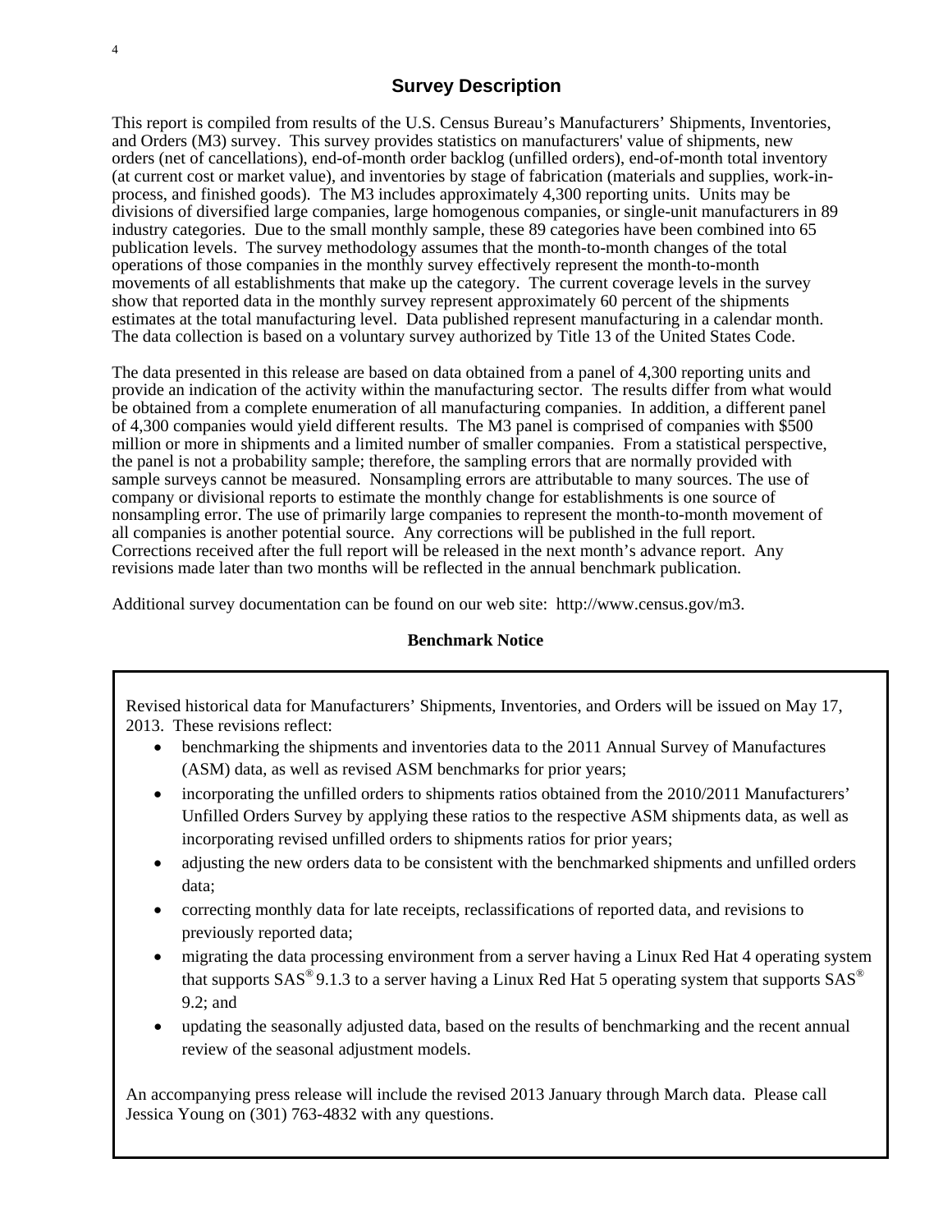## Survey Description

This report is compiled from results of the U.S. Census Bureau's Manufacturers' Shipments, Inventories, and Orders (M3) survey. This survey provides statistics on manufacturers' value of shipments, new orders (net of cancellations), end-of-month order backlog (unfilled orders), end-of-month total inventory (at current cost or market value), and inventories by stage of fabrication (materials and supplies, work-in-process, and finished goods). The M3 includes approximately 4,300 reporting units. Units may be divisions of diversified large companies, large homogenous companies, or single-unit manufacturers in 89 industry categories. Due to the small monthly sample, these 89 categories have been combined into 65 publication levels. The survey methodology assumes that the month-to-month changes of the total operations of those companies in the monthly survey effectively represent the month-to-month movements of all establishments that make up the category. The current coverage levels in the survey show that reported data in the monthly survey represent approximately 60 percent of the shipments estimates at the total manufacturing level. Data published represent manufacturing in a calendar month. The data collection is based on a voluntary survey authorized by Title 13 of the United States Code.

The data presented in this release are based on data obtained from a panel of 4,300 reporting units and provide an indication of the activity within the manufacturing sector. The results differ from what would be obtained from a complete enumeration of all manufacturing companies. In addition, a different panel of 4,300 companies would yield different results. The M3 panel is comprised of companies with $500 million or more in shipments and a limited number of smaller companies. From a statistical perspective, the panel is not a probability sample; therefore, the sampling errors that are normally provided with sample surveys cannot be measured. Nonsampling errors are attributable to many sources. The use of company or divisional reports to estimate the monthly change for establishments is one source of nonsampling error. The use of primarily large companies to represent the month-to-month movement of all companies is another potential source. Any corrections will be published in the full report. Corrections received after the full report will be released in the next month's advance report. Any revisions made later than two months will be reflected in the annual benchmark publication.

Additional survey documentation can be found on our web site: http://www.census.gov/m3.

**Benchmark Notice**

Revised historical data for Manufacturers' Shipments, Inventories, and Orders will be issued on May 17, 2013. These revisions reflect:

- benchmarking the shipments and inventories data to the 2011 Annual Survey of Manufactures (ASM) data, as well as revised ASM benchmarks for prior years;
- incorporating the unfilled orders to shipments ratios obtained from the 2010/2011 Manufacturers' Unfilled Orders Survey by applying these ratios to the respective ASM shipments data, as well as incorporating revised unfilled orders to shipments ratios for prior years;
- adjusting the new orders data to be consistent with the benchmarked shipments and unfilled orders data;
- correcting monthly data for late receipts, reclassifications of reported data, and revisions to previously reported data;
- migrating the data processing environment from a server having a Linux Red Hat 4 operating system that supports SAS® 9.1.3 to a server having a Linux Red Hat 5 operating system that supports SAS® 9.2; and
- updating the seasonally adjusted data, based on the results of benchmarking and the recent annual review of the seasonal adjustment models.

An accompanying press release will include the revised 2013 January through March data. Please call Jessica Young on (301) 763-4832 with any questions.